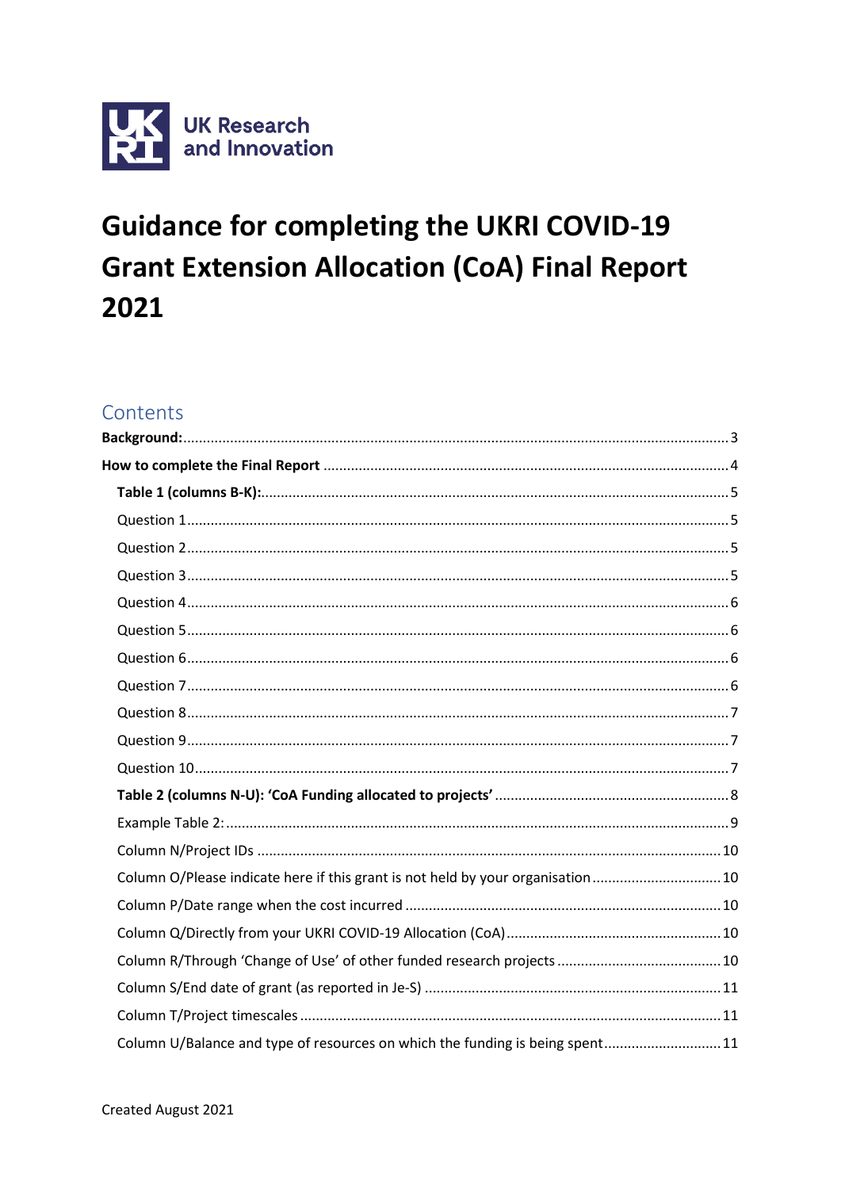UK Research and Innovation

# Guidance for completing the UKRI COVID-19 Grant Extension Allocation (CoA) Final Report 2021

## Contents

**Background:** ..... 3

**How to complete the Final Report** ..... 4

- **Table 1 (columns B-K):** ..... 5
  - Question 1 ..... 5
  - Question 2 ..... 5
  - Question 3 ..... 5
  - Question 4 ..... 6
  - Question 5 ..... 6
  - Question 6 ..... 6
  - Question 7 ..... 6
  - Question 8 ..... 7
  - Question 9 ..... 7
  - Question 10 ..... 7
- **Table 2 (columns N-U): 'CoA Funding allocated to projects'** ..... 8
  - Example Table 2: ..... 9
  - Column N/Project IDs ..... 10
  - Column O/Please indicate here if this grant is not held by your organisation ..... 10
  - Column P/Date range when the cost incurred ..... 10
  - Column Q/Directly from your UKRI COVID-19 Allocation (CoA) ..... 10
  - Column R/Through 'Change of Use' of other funded research projects ..... 10
  - Column S/End date of grant (as reported in Je-S) ..... 11
  - Column T/Project timescales ..... 11
  - Column U/Balance and type of resources on which the funding is being spent ..... 11

Created August 2021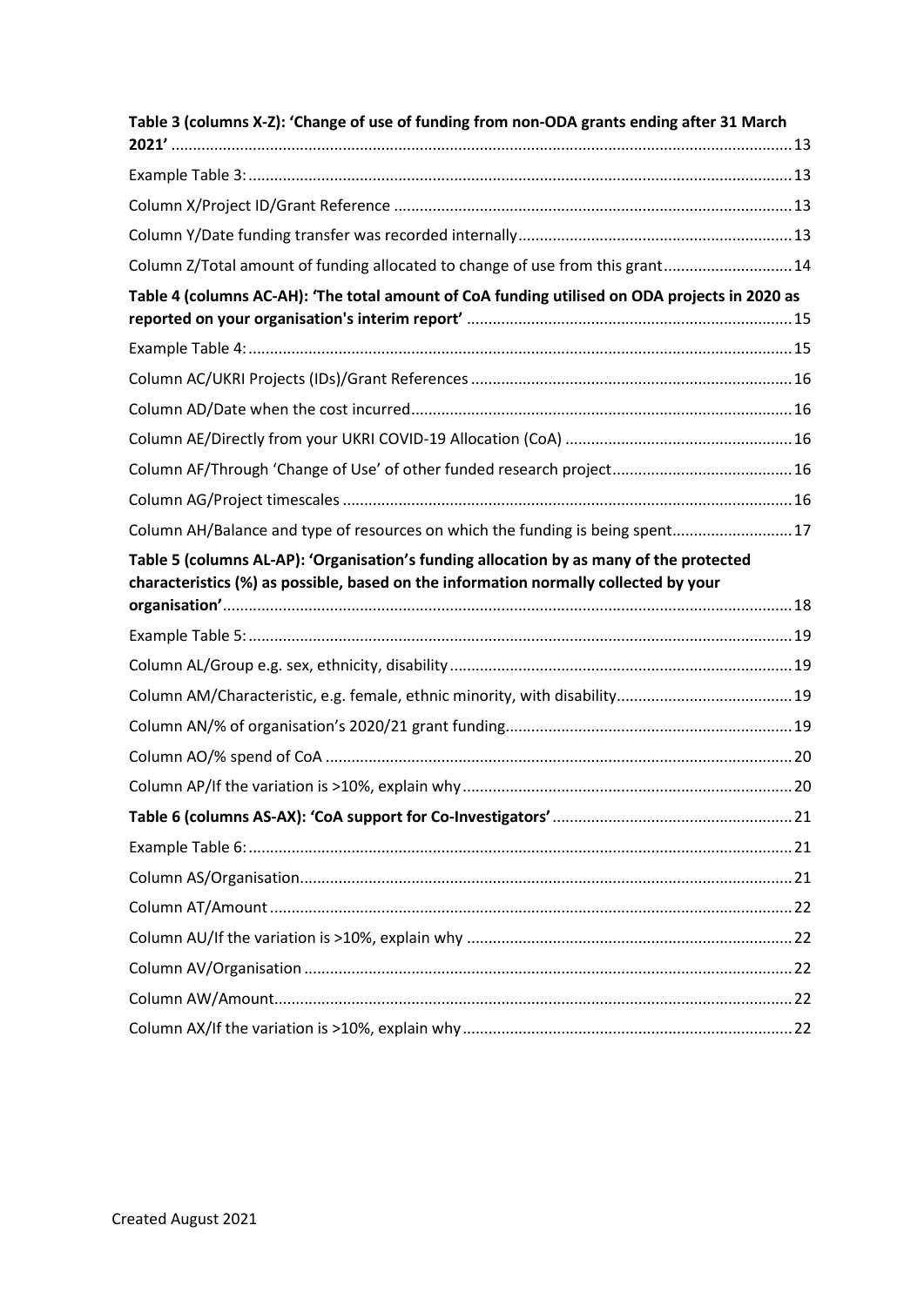**Table 3 (columns X-Z): 'Change of use of funding from non-ODA grants ending after 31 March 2021'** ............ 13

Example Table 3: ............ 13

Column X/Project ID/Grant Reference ............ 13

Column Y/Date funding transfer was recorded internally ............ 13

Column Z/Total amount of funding allocated to change of use from this grant ............ 14

**Table 4 (columns AC-AH): 'The total amount of CoA funding utilised on ODA projects in 2020 as reported on your organisation's interim report'** ............ 15

Example Table 4: ............ 15

Column AC/UKRI Projects (IDs)/Grant References ............ 16

Column AD/Date when the cost incurred ............ 16

Column AE/Directly from your UKRI COVID-19 Allocation (CoA) ............ 16

Column AF/Through 'Change of Use' of other funded research project ............ 16

Column AG/Project timescales ............ 16

Column AH/Balance and type of resources on which the funding is being spent ............ 17

**Table 5 (columns AL-AP): 'Organisation's funding allocation by as many of the protected characteristics (%) as possible, based on the information normally collected by your organisation'** ............ 18

Example Table 5: ............ 19

Column AL/Group e.g. sex, ethnicity, disability ............ 19

Column AM/Characteristic, e.g. female, ethnic minority, with disability ............ 19

Column AN/% of organisation's 2020/21 grant funding ............ 19

Column AO/% spend of CoA ............ 20

Column AP/If the variation is >10%, explain why ............ 20

**Table 6 (columns AS-AX): 'CoA support for Co-Investigators'** ............ 21

Example Table 6: ............ 21

Column AS/Organisation ............ 21

Column AT/Amount ............ 22

Column AU/If the variation is >10%, explain why ............ 22

Column AV/Organisation ............ 22

Column AW/Amount ............ 22

Column AX/If the variation is >10%, explain why ............ 22

Created August 2021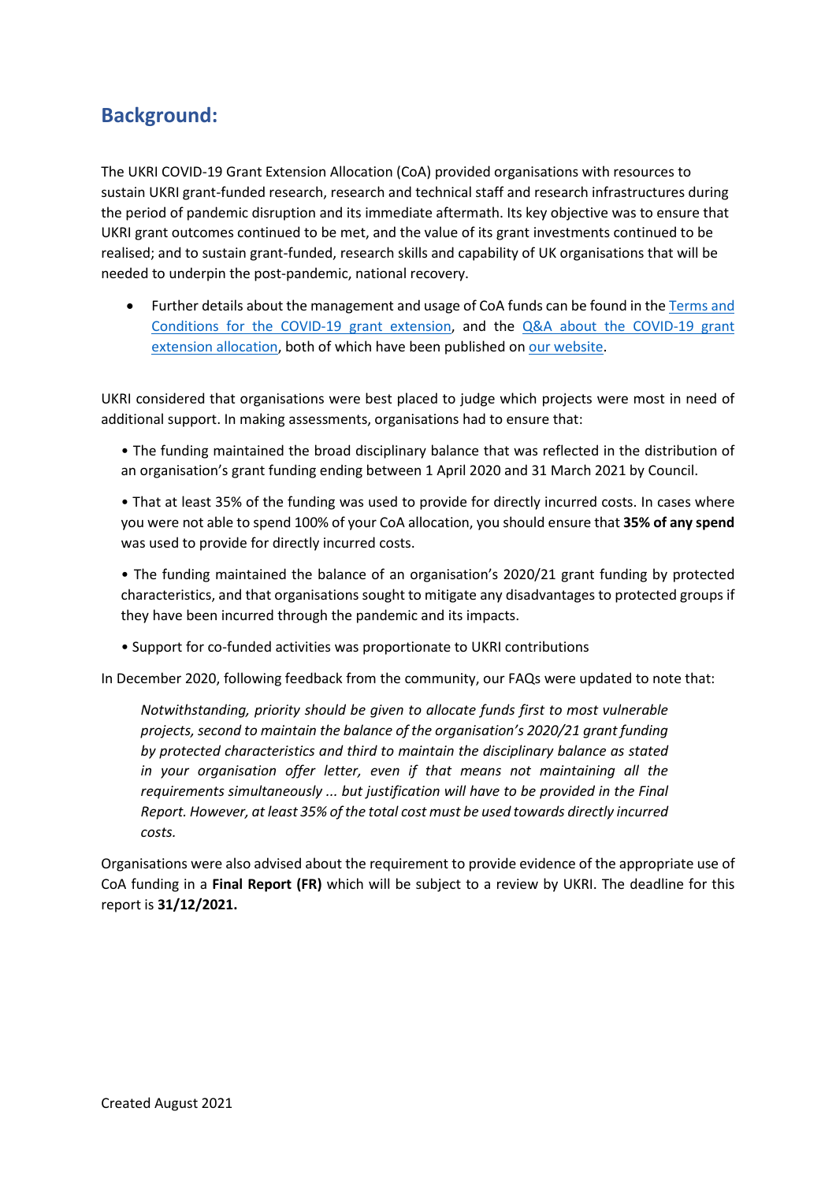## Background:

The UKRI COVID-19 Grant Extension Allocation (CoA) provided organisations with resources to sustain UKRI grant-funded research, research and technical staff and research infrastructures during the period of pandemic disruption and its immediate aftermath. Its key objective was to ensure that UKRI grant outcomes continued to be met, and the value of its grant investments continued to be realised; and to sustain grant-funded, research skills and capability of UK organisations that will be needed to underpin the post-pandemic, national recovery.

- Further details about the management and usage of CoA funds can be found in the Terms and Conditions for the COVID-19 grant extension, and the Q&A about the COVID-19 grant extension allocation, both of which have been published on our website.

UKRI considered that organisations were best placed to judge which projects were most in need of additional support. In making assessments, organisations had to ensure that:

- The funding maintained the broad disciplinary balance that was reflected in the distribution of an organisation's grant funding ending between 1 April 2020 and 31 March 2021 by Council.
- That at least 35% of the funding was used to provide for directly incurred costs. In cases where you were not able to spend 100% of your CoA allocation, you should ensure that **35% of any spend** was used to provide for directly incurred costs.
- The funding maintained the balance of an organisation's 2020/21 grant funding by protected characteristics, and that organisations sought to mitigate any disadvantages to protected groups if they have been incurred through the pandemic and its impacts.
- Support for co-funded activities was proportionate to UKRI contributions

In December 2020, following feedback from the community, our FAQs were updated to note that:

> *Notwithstanding, priority should be given to allocate funds first to most vulnerable projects, second to maintain the balance of the organisation's 2020/21 grant funding by protected characteristics and third to maintain the disciplinary balance as stated in your organisation offer letter, even if that means not maintaining all the requirements simultaneously ... but justification will have to be provided in the Final Report. However, at least 35% of the total cost must be used towards directly incurred costs.*

Organisations were also advised about the requirement to provide evidence of the appropriate use of CoA funding in a **Final Report (FR)** which will be subject to a review by UKRI. The deadline for this report is **31/12/2021.**

Created August 2021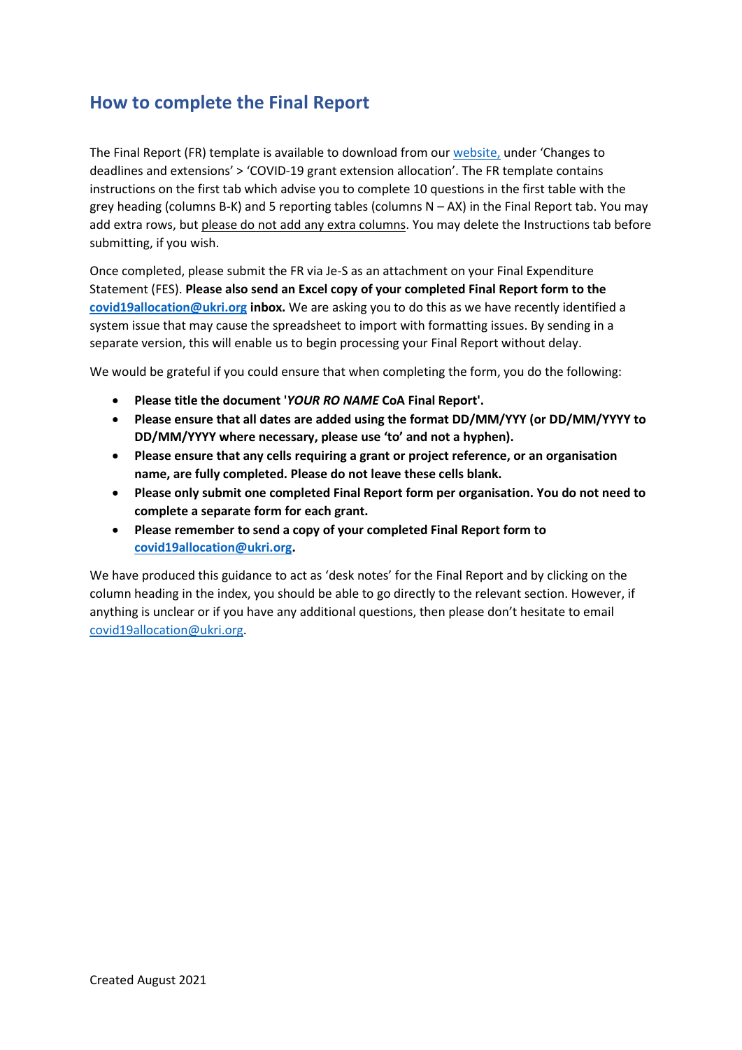## How to complete the Final Report

The Final Report (FR) template is available to download from our [website,](website) under 'Changes to deadlines and extensions' > 'COVID-19 grant extension allocation'. The FR template contains instructions on the first tab which advise you to complete 10 questions in the first table with the grey heading (columns B-K) and 5 reporting tables (columns N – AX) in the Final Report tab. You may add extra rows, but please do not add any extra columns. You may delete the Instructions tab before submitting, if you wish.

Once completed, please submit the FR via Je-S as an attachment on your Final Expenditure Statement (FES). **Please also send an Excel copy of your completed Final Report form to the covid19allocation@ukri.org inbox.** We are asking you to do this as we have recently identified a system issue that may cause the spreadsheet to import with formatting issues. By sending in a separate version, this will enable us to begin processing your Final Report without delay.

We would be grateful if you could ensure that when completing the form, you do the following:

- **Please title the document '*YOUR RO NAME* CoA Final Report'.**
- **Please ensure that all dates are added using the format DD/MM/YYY (or DD/MM/YYYY to DD/MM/YYYY where necessary, please use 'to' and not a hyphen).**
- **Please ensure that any cells requiring a grant or project reference, or an organisation name, are fully completed. Please do not leave these cells blank.**
- **Please only submit one completed Final Report form per organisation. You do not need to complete a separate form for each grant.**
- **Please remember to send a copy of your completed Final Report form to covid19allocation@ukri.org.**

We have produced this guidance to act as 'desk notes' for the Final Report and by clicking on the column heading in the index, you should be able to go directly to the relevant section. However, if anything is unclear or if you have any additional questions, then please don't hesitate to email covid19allocation@ukri.org.

Created August 2021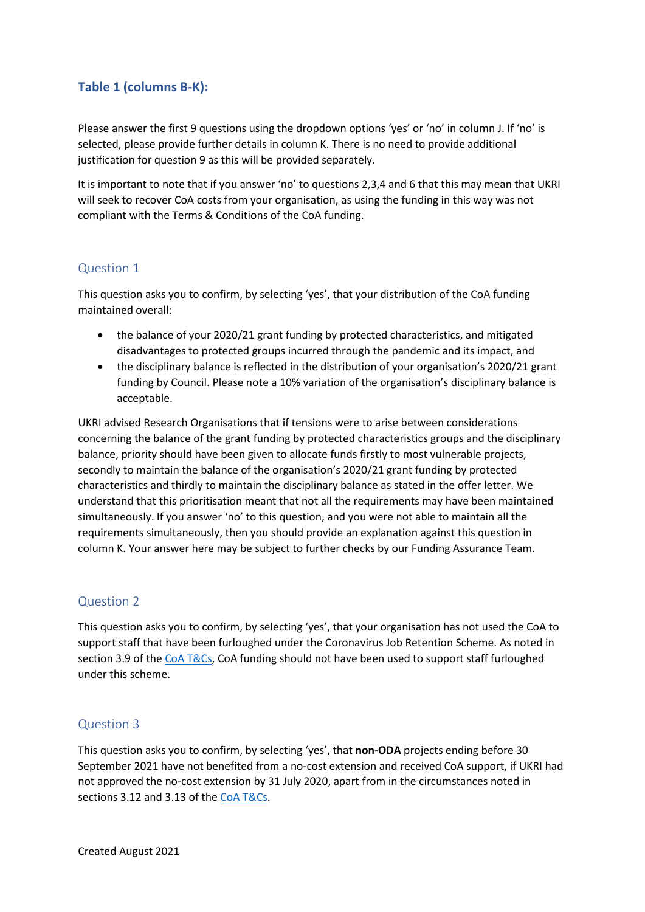## Table 1 (columns B-K):

Please answer the first 9 questions using the dropdown options 'yes' or 'no' in column J. If 'no' is selected, please provide further details in column K. There is no need to provide additional justification for question 9 as this will be provided separately.

It is important to note that if you answer 'no' to questions 2,3,4 and 6 that this may mean that UKRI will seek to recover CoA costs from your organisation, as using the funding in this way was not compliant with the Terms & Conditions of the CoA funding.

### Question 1

This question asks you to confirm, by selecting 'yes', that your distribution of the CoA funding maintained overall:

- the balance of your 2020/21 grant funding by protected characteristics, and mitigated disadvantages to protected groups incurred through the pandemic and its impact, and
- the disciplinary balance is reflected in the distribution of your organisation's 2020/21 grant funding by Council. Please note a 10% variation of the organisation's disciplinary balance is acceptable.

UKRI advised Research Organisations that if tensions were to arise between considerations concerning the balance of the grant funding by protected characteristics groups and the disciplinary balance, priority should have been given to allocate funds firstly to most vulnerable projects, secondly to maintain the balance of the organisation's 2020/21 grant funding by protected characteristics and thirdly to maintain the disciplinary balance as stated in the offer letter. We understand that this prioritisation meant that not all the requirements may have been maintained simultaneously. If you answer 'no' to this question, and you were not able to maintain all the requirements simultaneously, then you should provide an explanation against this question in column K. Your answer here may be subject to further checks by our Funding Assurance Team.

### Question 2

This question asks you to confirm, by selecting 'yes', that your organisation has not used the CoA to support staff that have been furloughed under the Coronavirus Job Retention Scheme. As noted in section 3.9 of the CoA T&Cs, CoA funding should not have been used to support staff furloughed under this scheme.

### Question 3

This question asks you to confirm, by selecting 'yes', that **non-ODA** projects ending before 30 September 2021 have not benefited from a no-cost extension and received CoA support, if UKRI had not approved the no-cost extension by 31 July 2020, apart from in the circumstances noted in sections 3.12 and 3.13 of the CoA T&Cs.

Created August 2021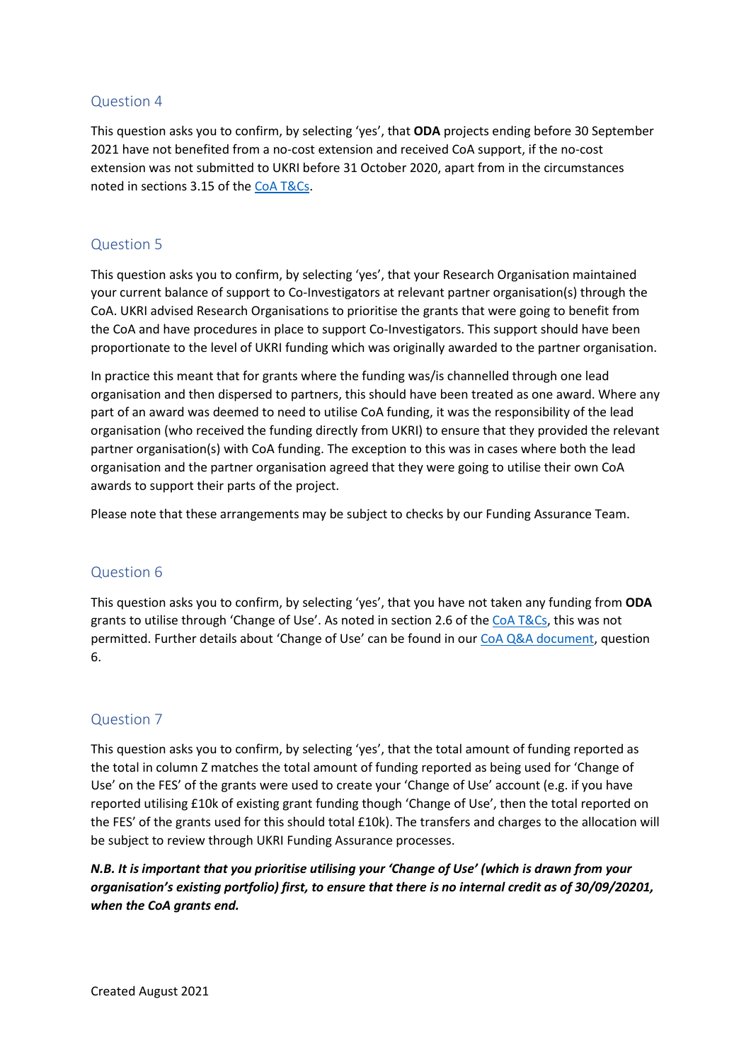## Question 4

This question asks you to confirm, by selecting 'yes', that **ODA** projects ending before 30 September 2021 have not benefited from a no-cost extension and received CoA support, if the no-cost extension was not submitted to UKRI before 31 October 2020, apart from in the circumstances noted in sections 3.15 of the [CoA T&Cs](CoA T&Cs).

## Question 5

This question asks you to confirm, by selecting 'yes', that your Research Organisation maintained your current balance of support to Co-Investigators at relevant partner organisation(s) through the CoA. UKRI advised Research Organisations to prioritise the grants that were going to benefit from the CoA and have procedures in place to support Co-Investigators. This support should have been proportionate to the level of UKRI funding which was originally awarded to the partner organisation.

In practice this meant that for grants where the funding was/is channelled through one lead organisation and then dispersed to partners, this should have been treated as one award. Where any part of an award was deemed to need to utilise CoA funding, it was the responsibility of the lead organisation (who received the funding directly from UKRI) to ensure that they provided the relevant partner organisation(s) with CoA funding. The exception to this was in cases where both the lead organisation and the partner organisation agreed that they were going to utilise their own CoA awards to support their parts of the project.

Please note that these arrangements may be subject to checks by our Funding Assurance Team.

## Question 6

This question asks you to confirm, by selecting 'yes', that you have not taken any funding from **ODA** grants to utilise through 'Change of Use'. As noted in section 2.6 of the CoA T&Cs, this was not permitted. Further details about 'Change of Use' can be found in our CoA Q&A document, question 6.

## Question 7

This question asks you to confirm, by selecting 'yes', that the total amount of funding reported as the total in column Z matches the total amount of funding reported as being used for 'Change of Use' on the FES' of the grants were used to create your 'Change of Use' account (e.g. if you have reported utilising £10k of existing grant funding though 'Change of Use', then the total reported on the FES' of the grants used for this should total £10k). The transfers and charges to the allocation will be subject to review through UKRI Funding Assurance processes.

***N.B. It is important that you prioritise utilising your 'Change of Use' (which is drawn from your organisation's existing portfolio) first, to ensure that there is no internal credit as of 30/09/20201, when the CoA grants end.***

Created August 2021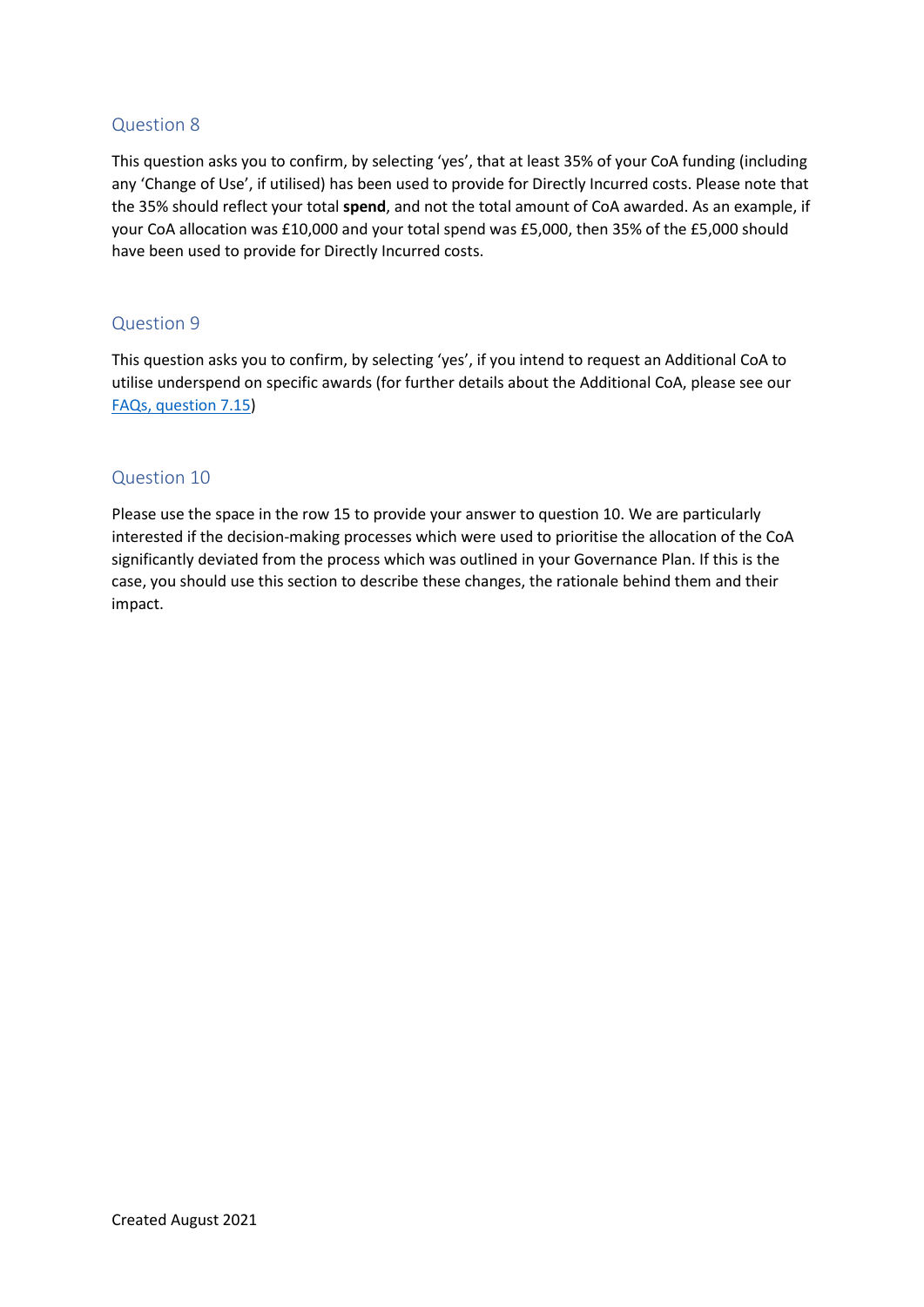## Question 8

This question asks you to confirm, by selecting 'yes', that at least 35% of your CoA funding (including any 'Change of Use', if utilised) has been used to provide for Directly Incurred costs. Please note that the 35% should reflect your total **spend**, and not the total amount of CoA awarded. As an example, if your CoA allocation was £10,000 and your total spend was £5,000, then 35% of the £5,000 should have been used to provide for Directly Incurred costs.

## Question 9

This question asks you to confirm, by selecting 'yes', if you intend to request an Additional CoA to utilise underspend on specific awards (for further details about the Additional CoA, please see our [FAQs, question 7.15](FAQs, question 7.15))

## Question 10

Please use the space in the row 15 to provide your answer to question 10. We are particularly interested if the decision-making processes which were used to prioritise the allocation of the CoA significantly deviated from the process which was outlined in your Governance Plan. If this is the case, you should use this section to describe these changes, the rationale behind them and their impact.

Created August 2021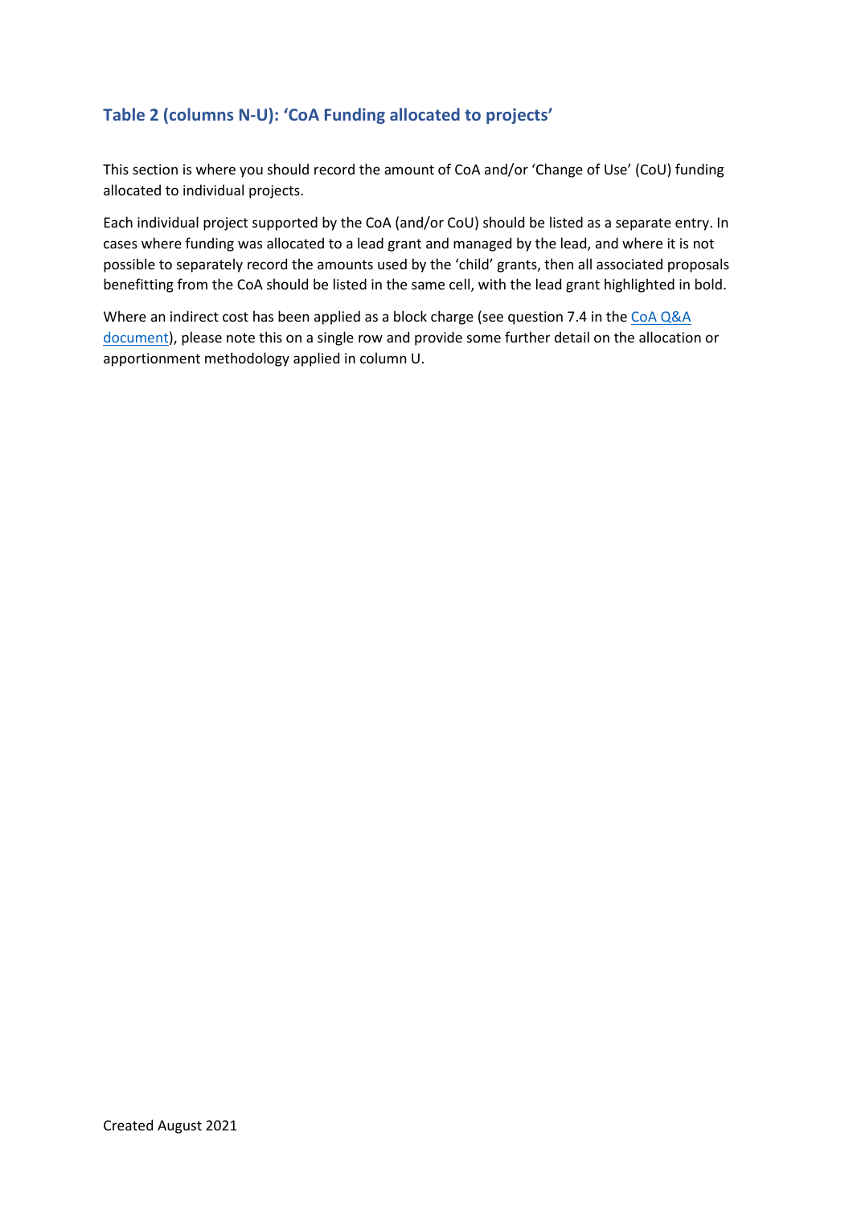### Table 2 (columns N-U): 'CoA Funding allocated to projects'

This section is where you should record the amount of CoA and/or 'Change of Use' (CoU) funding allocated to individual projects.

Each individual project supported by the CoA (and/or CoU) should be listed as a separate entry. In cases where funding was allocated to a lead grant and managed by the lead, and where it is not possible to separately record the amounts used by the 'child' grants, then all associated proposals benefitting from the CoA should be listed in the same cell, with the lead grant highlighted in bold.

Where an indirect cost has been applied as a block charge (see question 7.4 in the CoA Q&A document), please note this on a single row and provide some further detail on the allocation or apportionment methodology applied in column U.

Created August 2021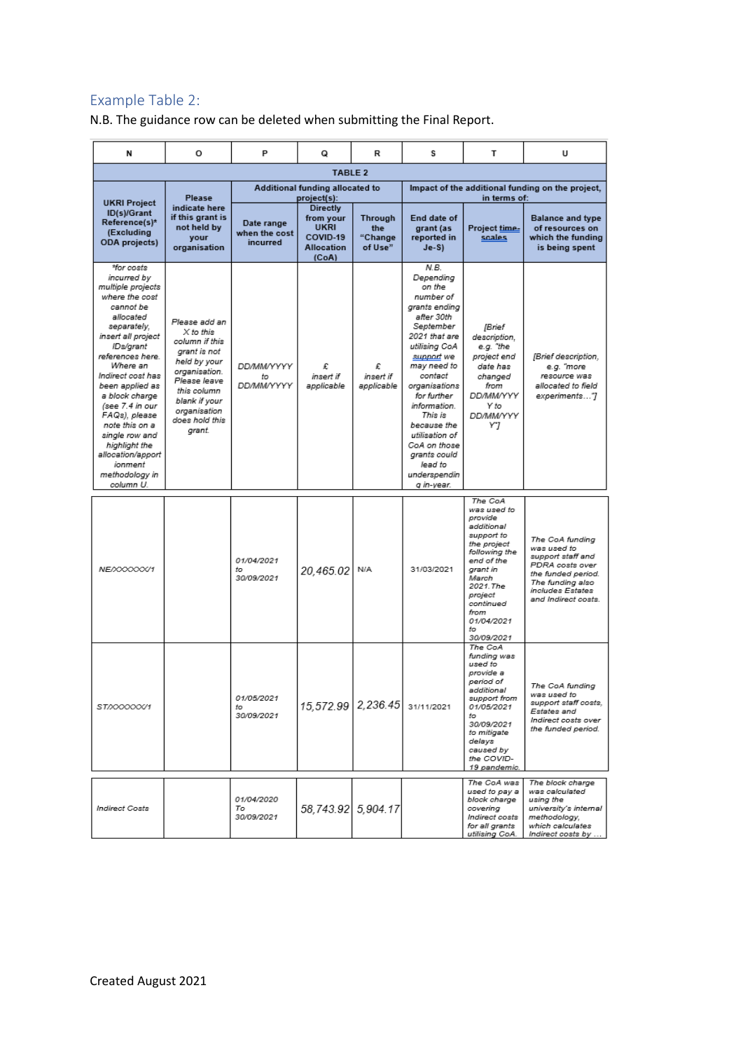## Example Table 2:

N.B. The guidance row can be deleted when submitting the Final Report.

| N | O | P | Q | R | S | T | U |
|---|---|---|---|---|---|---|---|
| **TABLE 2** | | | | | | | |
| **UKRI Project ID(s)/Grant Reference(s)* (Excluding ODA projects)** | **Please indicate here if this grant is not held by your organisation** | **Additional funding allocated to project(s):** | | | **Impact of the additional funding on the project, in terms of:** | | |
| | | **Date range when the cost incurred** | **Directly from your UKRI COVID-19 Allocation (CoA)** | **Through the "Change of Use"** | **End date of grant (as reported in Je-S)** | **Project time-scales** | **Balance and type of resources on which the funding is being spent** |
| *\*for costs incurred by multiple projects where the cost cannot be allocated separately, insert all project IDs/grant references here. Where an Indirect cost has been applied as a block charge (see 7.4 in our FAQs), please note this on a single row and highlight the allocation/apportionment methodology in column U.* | *Please add an X to this column if this grant is not held by your organisation. Please leave this column blank if your organisation does hold this grant.* | *DD/MM/YYYY to DD/MM/YYYY* | *£ insert if applicable* | *£ insert if applicable* | *N.B. Depending on the number of grants ending after 30th September 2021 that are utilising CoA support we may need to contact organisations for further information. This is because the utilisation of CoA on those grants could lead to underspending in-year.* | *[Brief description, e.g. "the project end date has changed from DD/MM/YYYY to DD/MM/YYYY"]* | *[Brief description, e.g. "more resource was allocated to field experiments…"]* |
| *NE/XXXXXX/1* | | *01/04/2021 to 30/09/2021* | *20,465.02* | *N/A* | *31/03/2021* | *The CoA was used to provide additional support to the project following the end of the grant in March 2021. The project continued from 01/04/2021 to 30/09/2021* | *The CoA funding was used to support staff and PDRA costs over the funded period. The funding also includes Estates and Indirect costs.* |
| *ST/XXXXXX/1* | | *01/05/2021 to 30/09/2021* | *15,572.99* | *2,236.45* | *31/11/2021* | *The CoA funding was used to provide a period of additional support from 01/05/2021 to 30/09/2021 to mitigate delays caused by the COVID-19 pandemic.* | *The CoA funding was used to support staff costs, Estates and Indirect costs over the funded period.* |
| *Indirect Costs* | | *01/04/2020 To 30/09/2021* | *58,743.92* | *5,904.17* | | *The CoA was used to pay a block charge covering Indirect costs for all grants utilising CoA.* | *The block charge was calculated using the university's internal methodology, which calculates Indirect costs by …* |

Created August 2021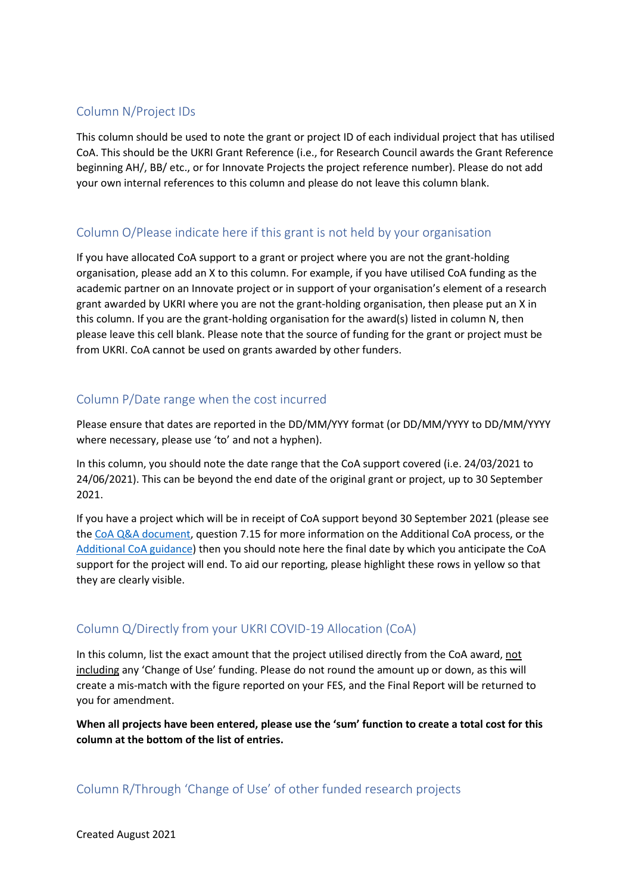## Column N/Project IDs

This column should be used to note the grant or project ID of each individual project that has utilised CoA. This should be the UKRI Grant Reference (i.e., for Research Council awards the Grant Reference beginning AH/, BB/ etc., or for Innovate Projects the project reference number). Please do not add your own internal references to this column and please do not leave this column blank.

## Column O/Please indicate here if this grant is not held by your organisation

If you have allocated CoA support to a grant or project where you are not the grant-holding organisation, please add an X to this column. For example, if you have utilised CoA funding as the academic partner on an Innovate project or in support of your organisation's element of a research grant awarded by UKRI where you are not the grant-holding organisation, then please put an X in this column. If you are the grant-holding organisation for the award(s) listed in column N, then please leave this cell blank. Please note that the source of funding for the grant or project must be from UKRI. CoA cannot be used on grants awarded by other funders.

## Column P/Date range when the cost incurred

Please ensure that dates are reported in the DD/MM/YYY format (or DD/MM/YYYY to DD/MM/YYYY where necessary, please use 'to' and not a hyphen).

In this column, you should note the date range that the CoA support covered (i.e. 24/03/2021 to 24/06/2021). This can be beyond the end date of the original grant or project, up to 30 September 2021.

If you have a project which will be in receipt of CoA support beyond 30 September 2021 (please see the CoA Q&A document, question 7.15 for more information on the Additional CoA process, or the Additional CoA guidance) then you should note here the final date by which you anticipate the CoA support for the project will end. To aid our reporting, please highlight these rows in yellow so that they are clearly visible.

## Column Q/Directly from your UKRI COVID-19 Allocation (CoA)

In this column, list the exact amount that the project utilised directly from the CoA award, not including any 'Change of Use' funding. Please do not round the amount up or down, as this will create a mis-match with the figure reported on your FES, and the Final Report will be returned to you for amendment.

**When all projects have been entered, please use the 'sum' function to create a total cost for this column at the bottom of the list of entries.**

## Column R/Through 'Change of Use' of other funded research projects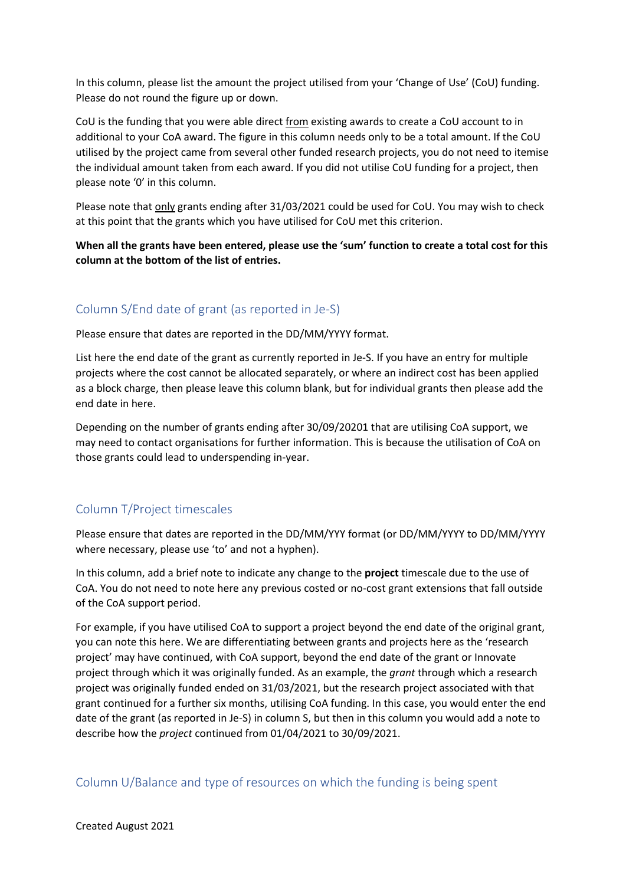In this column, please list the amount the project utilised from your 'Change of Use' (CoU) funding. Please do not round the figure up or down.

CoU is the funding that you were able direct from existing awards to create a CoU account to in additional to your CoA award. The figure in this column needs only to be a total amount. If the CoU utilised by the project came from several other funded research projects, you do not need to itemise the individual amount taken from each award. If you did not utilise CoU funding for a project, then please note '0' in this column.

Please note that only grants ending after 31/03/2021 could be used for CoU. You may wish to check at this point that the grants which you have utilised for CoU met this criterion.

**When all the grants have been entered, please use the 'sum' function to create a total cost for this column at the bottom of the list of entries.**

## Column S/End date of grant (as reported in Je-S)

Please ensure that dates are reported in the DD/MM/YYYY format.

List here the end date of the grant as currently reported in Je-S. If you have an entry for multiple projects where the cost cannot be allocated separately, or where an indirect cost has been applied as a block charge, then please leave this column blank, but for individual grants then please add the end date in here.

Depending on the number of grants ending after 30/09/20201 that are utilising CoA support, we may need to contact organisations for further information. This is because the utilisation of CoA on those grants could lead to underspending in-year.

## Column T/Project timescales

Please ensure that dates are reported in the DD/MM/YYY format (or DD/MM/YYYY to DD/MM/YYYY where necessary, please use 'to' and not a hyphen).

In this column, add a brief note to indicate any change to the **project** timescale due to the use of CoA. You do not need to note here any previous costed or no-cost grant extensions that fall outside of the CoA support period.

For example, if you have utilised CoA to support a project beyond the end date of the original grant, you can note this here. We are differentiating between grants and projects here as the 'research project' may have continued, with CoA support, beyond the end date of the grant or Innovate project through which it was originally funded. As an example, the *grant* through which a research project was originally funded ended on 31/03/2021, but the research project associated with that grant continued for a further six months, utilising CoA funding. In this case, you would enter the end date of the grant (as reported in Je-S) in column S, but then in this column you would add a note to describe how the *project* continued from 01/04/2021 to 30/09/2021.

## Column U/Balance and type of resources on which the funding is being spent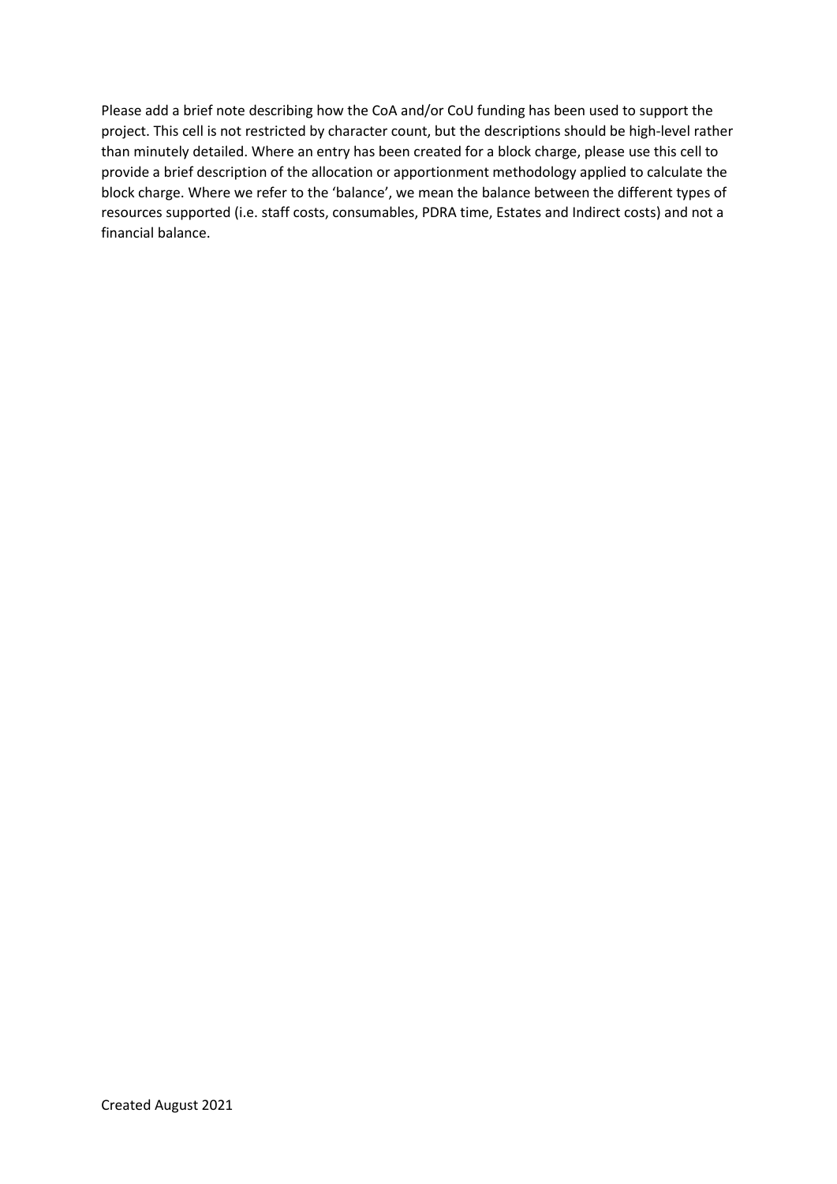Please add a brief note describing how the CoA and/or CoU funding has been used to support the project. This cell is not restricted by character count, but the descriptions should be high-level rather than minutely detailed. Where an entry has been created for a block charge, please use this cell to provide a brief description of the allocation or apportionment methodology applied to calculate the block charge. Where we refer to the 'balance', we mean the balance between the different types of resources supported (i.e. staff costs, consumables, PDRA time, Estates and Indirect costs) and not a financial balance.

Created August 2021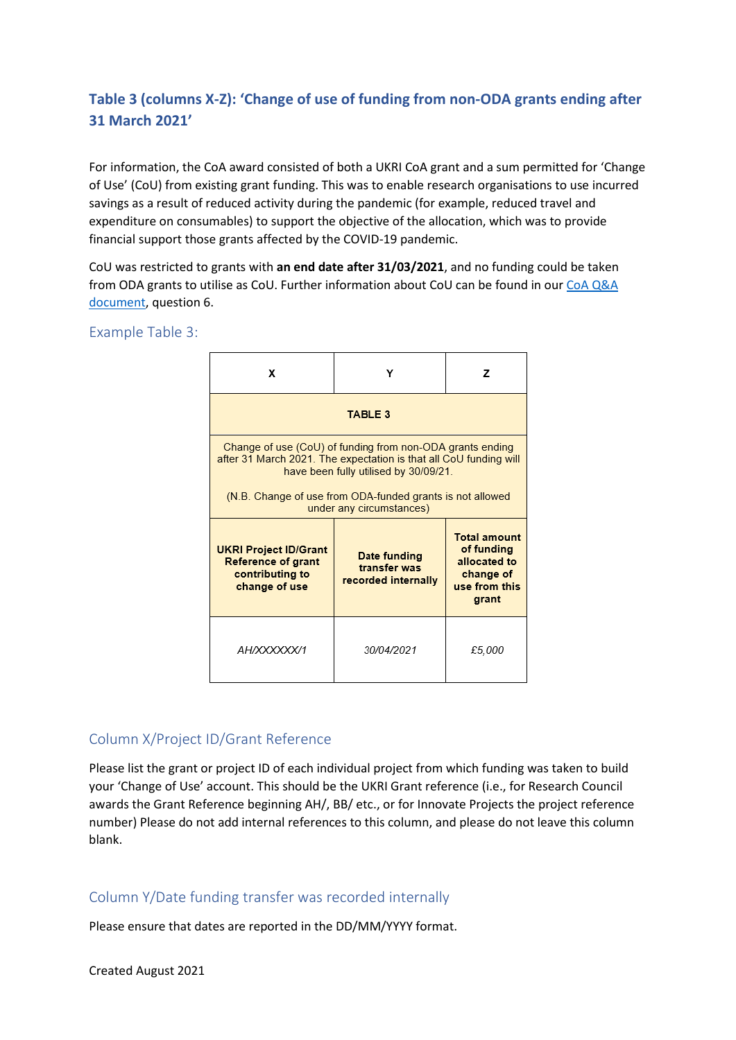## Table 3 (columns X-Z): 'Change of use of funding from non-ODA grants ending after 31 March 2021'

For information, the CoA award consisted of both a UKRI CoA grant and a sum permitted for 'Change of Use' (CoU) from existing grant funding. This was to enable research organisations to use incurred savings as a result of reduced activity during the pandemic (for example, reduced travel and expenditure on consumables) to support the objective of the allocation, which was to provide financial support those grants affected by the COVID-19 pandemic.

CoU was restricted to grants with **an end date after 31/03/2021**, and no funding could be taken from ODA grants to utilise as CoU. Further information about CoU can be found in our [CoA Q&A document](), question 6.

### Example Table 3:

| X | Y | Z |
|---|---|---|
| **TABLE 3** | | |
| Change of use (CoU) of funding from non-ODA grants ending after 31 March 2021. The expectation is that all CoU funding will have been fully utilised by 30/09/21.<br><br>(N.B. Change of use from ODA-funded grants is not allowed under any circumstances) | | |
| **UKRI Project ID/Grant Reference of grant contributing to change of use** | **Date funding transfer was recorded internally** | **Total amount of funding allocated to change of use from this grant** |
| *AH/XXXXXX/1* | *30/04/2021* | *£5,000* |

### Column X/Project ID/Grant Reference

Please list the grant or project ID of each individual project from which funding was taken to build your 'Change of Use' account. This should be the UKRI Grant reference (i.e., for Research Council awards the Grant Reference beginning AH/, BB/ etc., or for Innovate Projects the project reference number) Please do not add internal references to this column, and please do not leave this column blank.

### Column Y/Date funding transfer was recorded internally

Please ensure that dates are reported in the DD/MM/YYYY format.

Created August 2021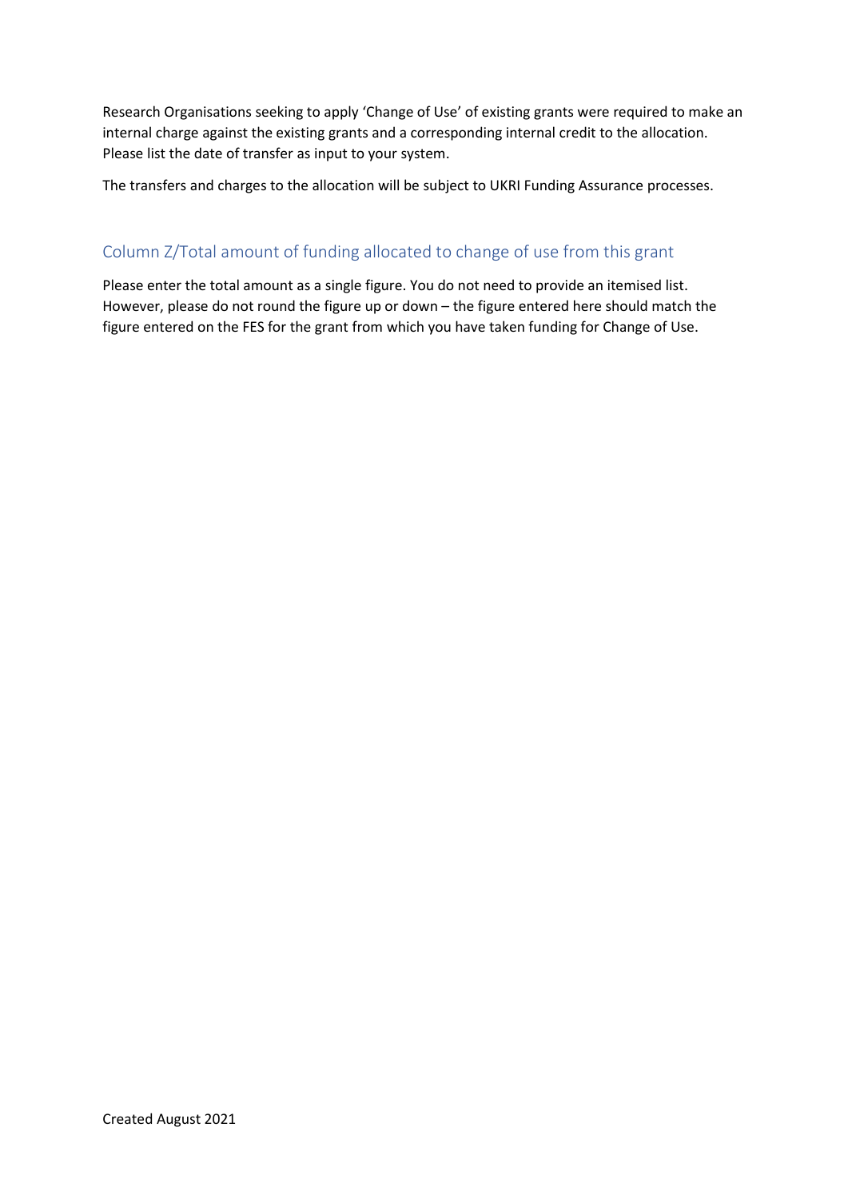Research Organisations seeking to apply 'Change of Use' of existing grants were required to make an internal charge against the existing grants and a corresponding internal credit to the allocation. Please list the date of transfer as input to your system.

The transfers and charges to the allocation will be subject to UKRI Funding Assurance processes.

## Column Z/Total amount of funding allocated to change of use from this grant

Please enter the total amount as a single figure. You do not need to provide an itemised list. However, please do not round the figure up or down – the figure entered here should match the figure entered on the FES for the grant from which you have taken funding for Change of Use.

Created August 2021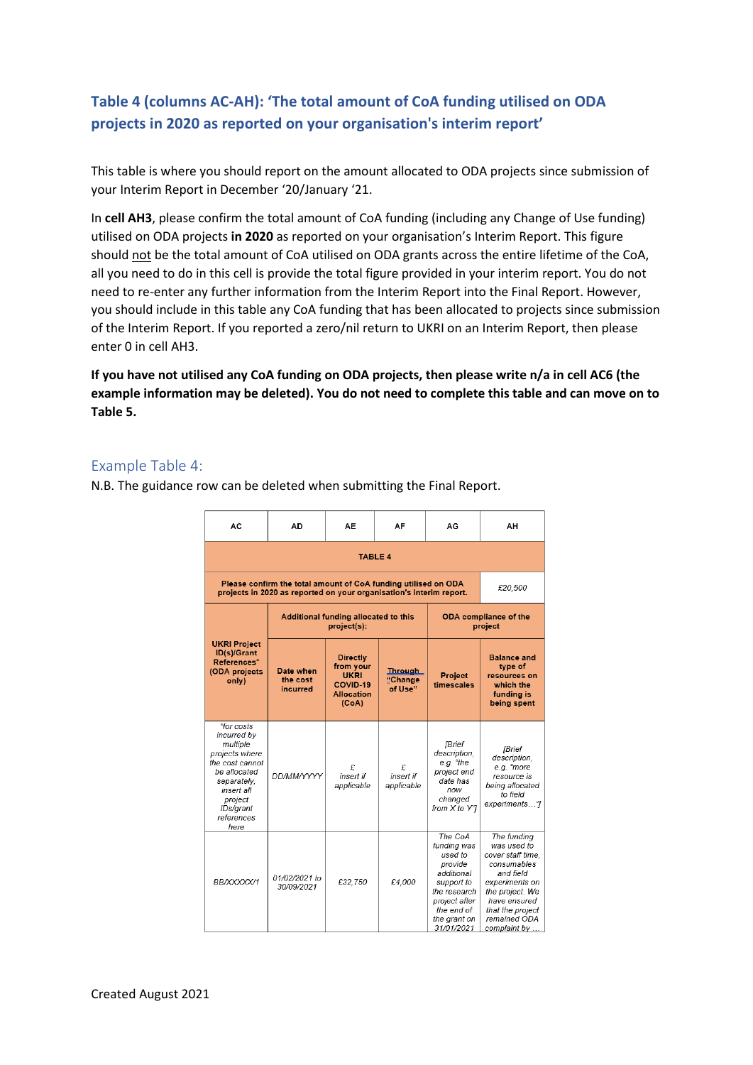## Table 4 (columns AC-AH): 'The total amount of CoA funding utilised on ODA projects in 2020 as reported on your organisation's interim report'

This table is where you should report on the amount allocated to ODA projects since submission of your Interim Report in December '20/January '21.

In **cell AH3**, please confirm the total amount of CoA funding (including any Change of Use funding) utilised on ODA projects **in 2020** as reported on your organisation's Interim Report. This figure should not be the total amount of CoA utilised on ODA grants across the entire lifetime of the CoA, all you need to do in this cell is provide the total figure provided in your interim report. You do not need to re-enter any further information from the Interim Report into the Final Report. However, you should include in this table any CoA funding that has been allocated to projects since submission of the Interim Report. If you reported a zero/nil return to UKRI on an Interim Report, then please enter 0 in cell AH3.

**If you have not utilised any CoA funding on ODA projects, then please write n/a in cell AC6 (the example information may be deleted). You do not need to complete this table and can move on to Table 5.**

### Example Table 4:

N.B. The guidance row can be deleted when submitting the Final Report.

| AC | AD | AE | AF | AG | AH |
|---|---|---|---|---|---|
| **TABLE 4** | | | | | |
| **Please confirm the total amount of CoA funding utilised on ODA projects in 2020 as reported on your organisation's interim report.** | | | | | *£20,500* |
| **UKRI Project ID(s)/Grant References\* (ODA projects only)** | **Additional funding allocated to this project(s):** | | | **ODA compliance of the project** | |
| | **Date when the cost incurred** | **Directly from your UKRI COVID-19 Allocation (CoA)** | **Through "Change of Use"** | **Project timescales** | **Balance and type of resources on which the funding is being spent** |
| *\*for costs incurred by multiple projects where the cost cannot be allocated separately, insert all project IDs/grant references here* | *DD/MM/YYYY* | *£ insert if applicable* | *£ insert if applicable* | *[Brief description, e.g. "the project end date has now changed from X to Y"]* | *[Brief description, e.g. "more resource is being allocated to field experiments…"]* |
| *BB/XXXXX/1* | *01/02/2021 to 30/09/2021* | *£32,750* | *£4,000* | *The CoA funding was used to provide additional support to the research project after the end of the grant on 31/01/2021* | *The funding was used to cover staff time, consumables and field experiments on the project. We have ensured that the project remained ODA complaint by …* |

Created August 2021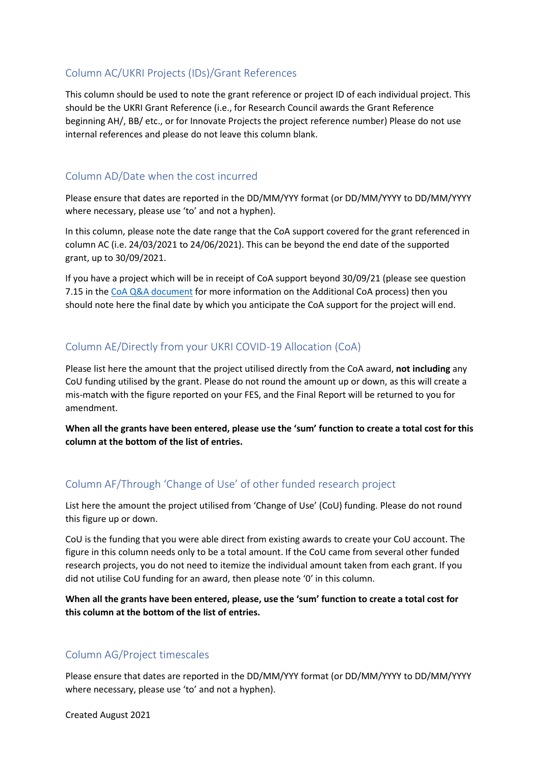## Column AC/UKRI Projects (IDs)/Grant References

This column should be used to note the grant reference or project ID of each individual project. This should be the UKRI Grant Reference (i.e., for Research Council awards the Grant Reference beginning AH/, BB/ etc., or for Innovate Projects the project reference number) Please do not use internal references and please do not leave this column blank.

## Column AD/Date when the cost incurred

Please ensure that dates are reported in the DD/MM/YYY format (or DD/MM/YYYY to DD/MM/YYYY where necessary, please use 'to' and not a hyphen).

In this column, please note the date range that the CoA support covered for the grant referenced in column AC (i.e. 24/03/2021 to 24/06/2021). This can be beyond the end date of the supported grant, up to 30/09/2021.

If you have a project which will be in receipt of CoA support beyond 30/09/21 (please see question 7.15 in the CoA Q&A document for more information on the Additional CoA process) then you should note here the final date by which you anticipate the CoA support for the project will end.

## Column AE/Directly from your UKRI COVID-19 Allocation (CoA)

Please list here the amount that the project utilised directly from the CoA award, **not including** any CoU funding utilised by the grant. Please do not round the amount up or down, as this will create a mis-match with the figure reported on your FES, and the Final Report will be returned to you for amendment.

**When all the grants have been entered, please use the 'sum' function to create a total cost for this column at the bottom of the list of entries.**

## Column AF/Through 'Change of Use' of other funded research project

List here the amount the project utilised from 'Change of Use' (CoU) funding. Please do not round this figure up or down.

CoU is the funding that you were able direct from existing awards to create your CoU account. The figure in this column needs only to be a total amount. If the CoU came from several other funded research projects, you do not need to itemize the individual amount taken from each grant. If you did not utilise CoU funding for an award, then please note '0' in this column.

**When all the grants have been entered, please, use the 'sum' function to create a total cost for this column at the bottom of the list of entries.**

## Column AG/Project timescales

Please ensure that dates are reported in the DD/MM/YYY format (or DD/MM/YYYY to DD/MM/YYYY where necessary, please use 'to' and not a hyphen).

Created August 2021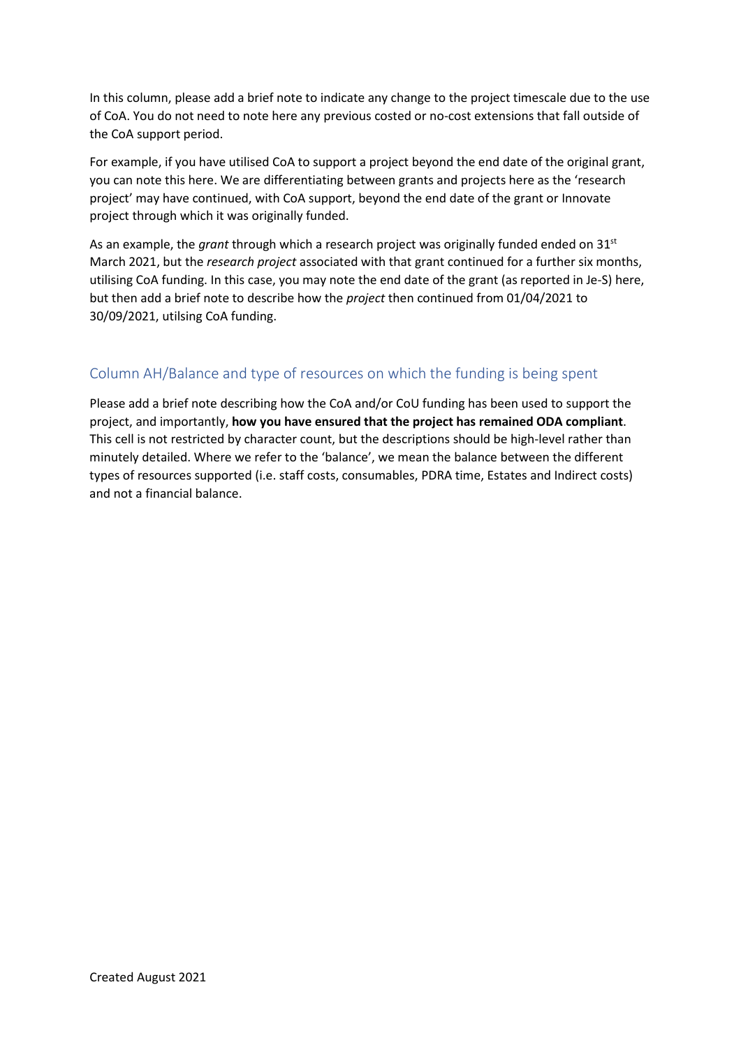In this column, please add a brief note to indicate any change to the project timescale due to the use of CoA. You do not need to note here any previous costed or no-cost extensions that fall outside of the CoA support period.

For example, if you have utilised CoA to support a project beyond the end date of the original grant, you can note this here. We are differentiating between grants and projects here as the 'research project' may have continued, with CoA support, beyond the end date of the grant or Innovate project through which it was originally funded.

As an example, the *grant* through which a research project was originally funded ended on 31st March 2021, but the *research project* associated with that grant continued for a further six months, utilising CoA funding. In this case, you may note the end date of the grant (as reported in Je-S) here, but then add a brief note to describe how the *project* then continued from 01/04/2021 to 30/09/2021, utilsing CoA funding.

## Column AH/Balance and type of resources on which the funding is being spent

Please add a brief note describing how the CoA and/or CoU funding has been used to support the project, and importantly, **how you have ensured that the project has remained ODA compliant**. This cell is not restricted by character count, but the descriptions should be high-level rather than minutely detailed. Where we refer to the 'balance', we mean the balance between the different types of resources supported (i.e. staff costs, consumables, PDRA time, Estates and Indirect costs) and not a financial balance.

Created August 2021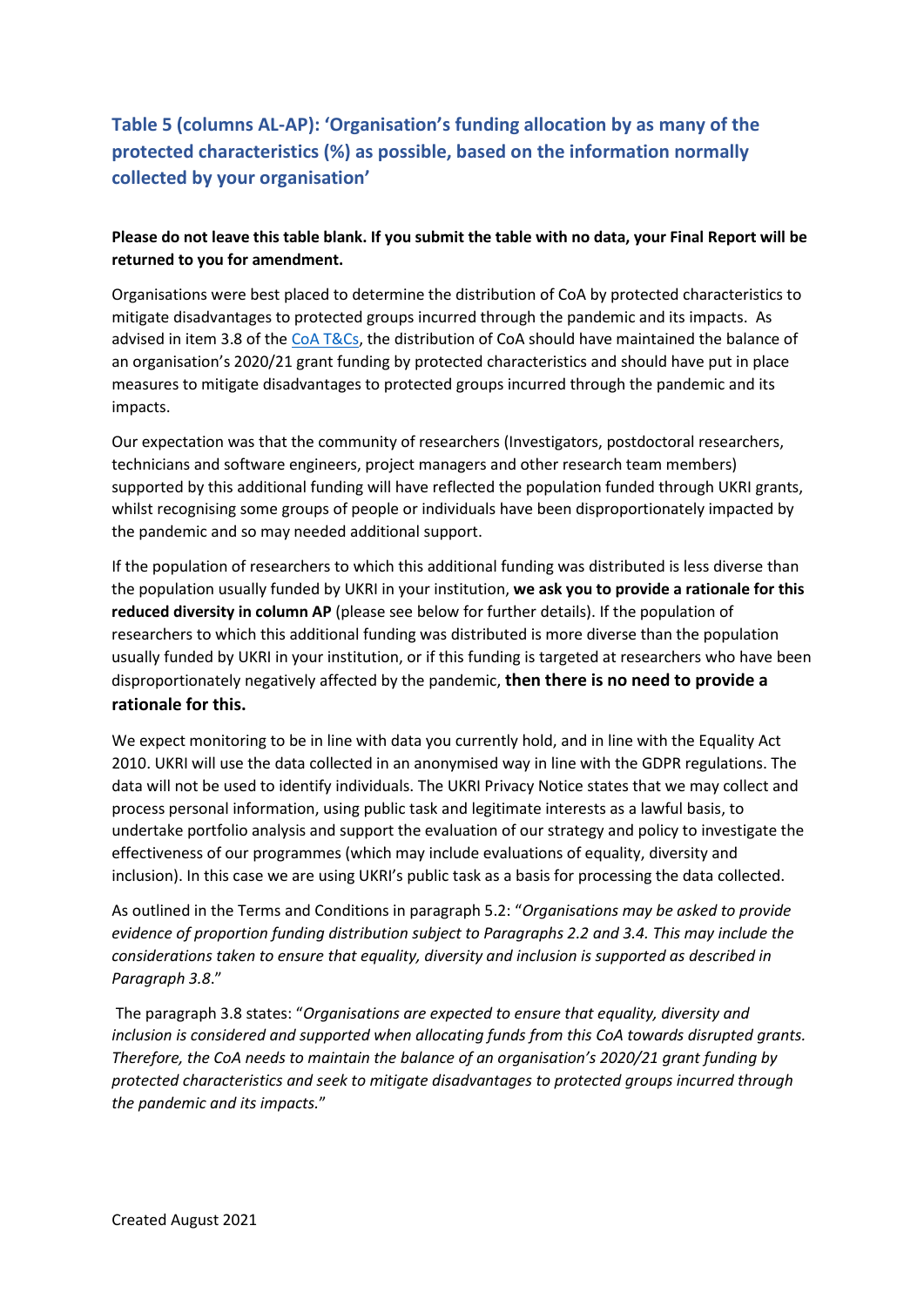## Table 5 (columns AL-AP): 'Organisation's funding allocation by as many of the protected characteristics (%) as possible, based on the information normally collected by your organisation'

**Please do not leave this table blank. If you submit the table with no data, your Final Report will be returned to you for amendment.**

Organisations were best placed to determine the distribution of CoA by protected characteristics to mitigate disadvantages to protected groups incurred through the pandemic and its impacts. As advised in item 3.8 of the CoA T&Cs, the distribution of CoA should have maintained the balance of an organisation's 2020/21 grant funding by protected characteristics and should have put in place measures to mitigate disadvantages to protected groups incurred through the pandemic and its impacts.

Our expectation was that the community of researchers (Investigators, postdoctoral researchers, technicians and software engineers, project managers and other research team members) supported by this additional funding will have reflected the population funded through UKRI grants, whilst recognising some groups of people or individuals have been disproportionately impacted by the pandemic and so may needed additional support.

If the population of researchers to which this additional funding was distributed is less diverse than the population usually funded by UKRI in your institution, **we ask you to provide a rationale for this reduced diversity in column AP** (please see below for further details). If the population of researchers to which this additional funding was distributed is more diverse than the population usually funded by UKRI in your institution, or if this funding is targeted at researchers who have been disproportionately negatively affected by the pandemic, **then there is no need to provide a rationale for this.**

We expect monitoring to be in line with data you currently hold, and in line with the Equality Act 2010. UKRI will use the data collected in an anonymised way in line with the GDPR regulations. The data will not be used to identify individuals. The UKRI Privacy Notice states that we may collect and process personal information, using public task and legitimate interests as a lawful basis, to undertake portfolio analysis and support the evaluation of our strategy and policy to investigate the effectiveness of our programmes (which may include evaluations of equality, diversity and inclusion). In this case we are using UKRI's public task as a basis for processing the data collected.

As outlined in the Terms and Conditions in paragraph 5.2: "*Organisations may be asked to provide evidence of proportion funding distribution subject to Paragraphs 2.2 and 3.4. This may include the considerations taken to ensure that equality, diversity and inclusion is supported as described in Paragraph 3.8*."

The paragraph 3.8 states: "*Organisations are expected to ensure that equality, diversity and inclusion is considered and supported when allocating funds from this CoA towards disrupted grants. Therefore, the CoA needs to maintain the balance of an organisation's 2020/21 grant funding by protected characteristics and seek to mitigate disadvantages to protected groups incurred through the pandemic and its impacts.*"

Created August 2021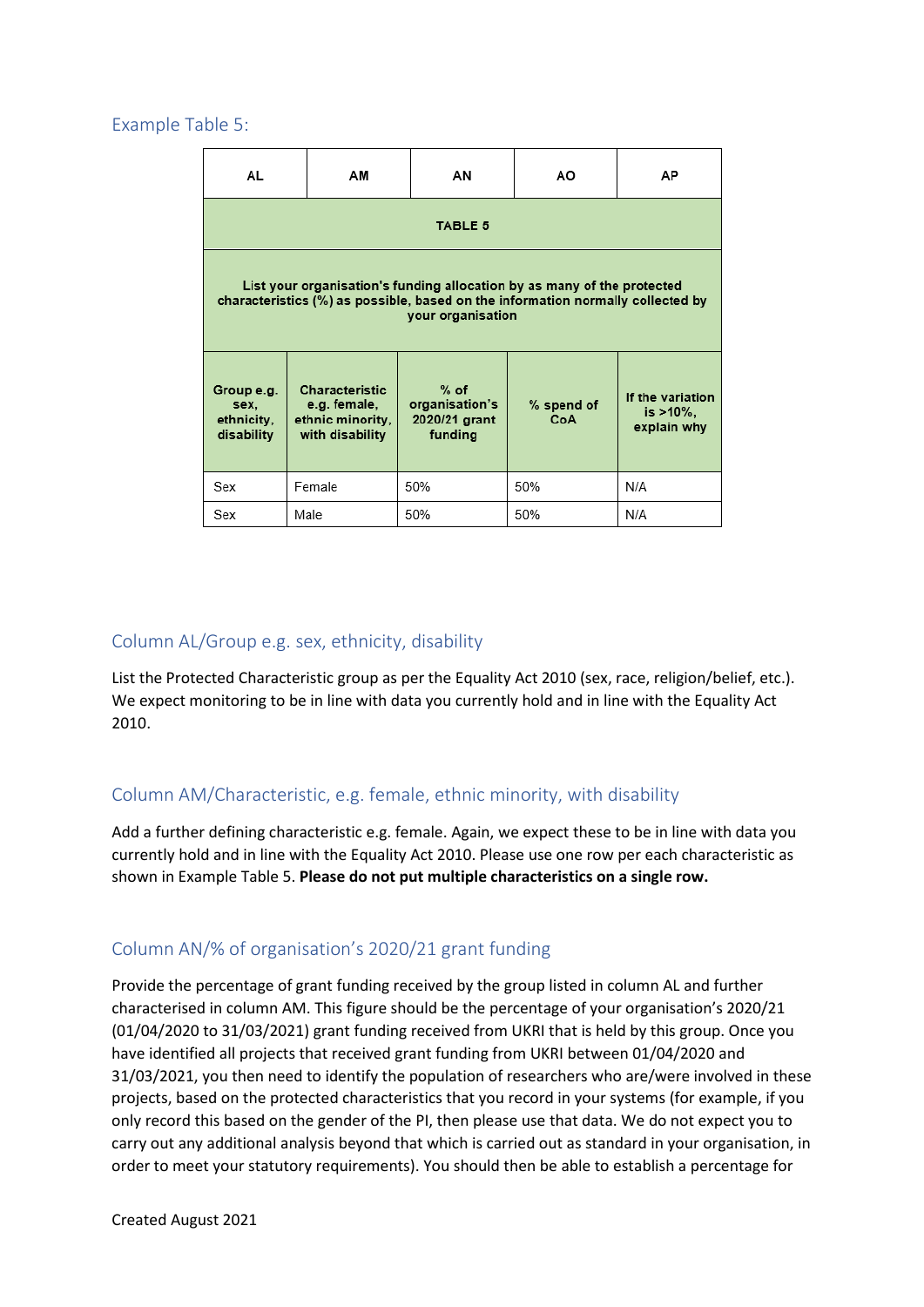## Example Table 5:

| AL | AM | AN | AO | AP |
|---|---|---|---|---|
| **TABLE 5** | | | | |
| **List your organisation's funding allocation by as many of the protected characteristics (%) as possible, based on the information normally collected by your organisation** | | | | |
| **Group e.g. sex, ethnicity, disability** | **Characteristic e.g. female, ethnic minority, with disability** | **% of organisation's 2020/21 grant funding** | **% spend of CoA** | **If the variation is >10%, explain why** |
| Sex | Female | 50% | 50% | N/A |
| Sex | Male | 50% | 50% | N/A |

## Column AL/Group e.g. sex, ethnicity, disability

List the Protected Characteristic group as per the Equality Act 2010 (sex, race, religion/belief, etc.). We expect monitoring to be in line with data you currently hold and in line with the Equality Act 2010.

## Column AM/Characteristic, e.g. female, ethnic minority, with disability

Add a further defining characteristic e.g. female. Again, we expect these to be in line with data you currently hold and in line with the Equality Act 2010. Please use one row per each characteristic as shown in Example Table 5. **Please do not put multiple characteristics on a single row.**

## Column AN/% of organisation's 2020/21 grant funding

Provide the percentage of grant funding received by the group listed in column AL and further characterised in column AM. This figure should be the percentage of your organisation's 2020/21 (01/04/2020 to 31/03/2021) grant funding received from UKRI that is held by this group. Once you have identified all projects that received grant funding from UKRI between 01/04/2020 and 31/03/2021, you then need to identify the population of researchers who are/were involved in these projects, based on the protected characteristics that you record in your systems (for example, if you only record this based on the gender of the PI, then please use that data. We do not expect you to carry out any additional analysis beyond that which is carried out as standard in your organisation, in order to meet your statutory requirements). You should then be able to establish a percentage for

Created August 2021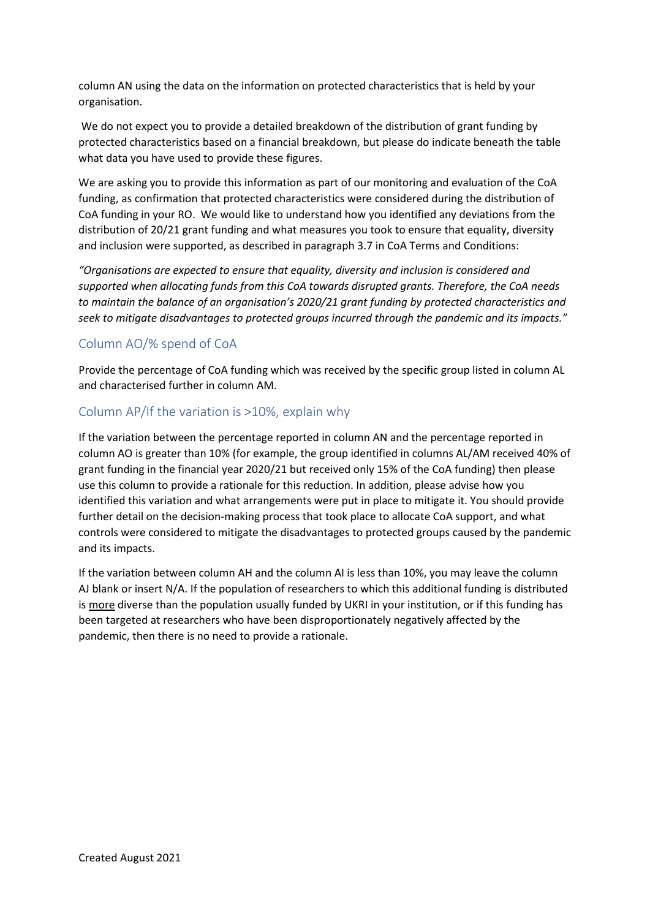column AN using the data on the information on protected characteristics that is held by your organisation.

We do not expect you to provide a detailed breakdown of the distribution of grant funding by protected characteristics based on a financial breakdown, but please do indicate beneath the table what data you have used to provide these figures.

We are asking you to provide this information as part of our monitoring and evaluation of the CoA funding, as confirmation that protected characteristics were considered during the distribution of CoA funding in your RO. We would like to understand how you identified any deviations from the distribution of 20/21 grant funding and what measures you took to ensure that equality, diversity and inclusion were supported, as described in paragraph 3.7 in CoA Terms and Conditions:

*"Organisations are expected to ensure that equality, diversity and inclusion is considered and supported when allocating funds from this CoA towards disrupted grants. Therefore, the CoA needs to maintain the balance of an organisation's 2020/21 grant funding by protected characteristics and seek to mitigate disadvantages to protected groups incurred through the pandemic and its impacts."*

## Column AO/% spend of CoA

Provide the percentage of CoA funding which was received by the specific group listed in column AL and characterised further in column AM.

## Column AP/If the variation is >10%, explain why

If the variation between the percentage reported in column AN and the percentage reported in column AO is greater than 10% (for example, the group identified in columns AL/AM received 40% of grant funding in the financial year 2020/21 but received only 15% of the CoA funding) then please use this column to provide a rationale for this reduction. In addition, please advise how you identified this variation and what arrangements were put in place to mitigate it. You should provide further detail on the decision-making process that took place to allocate CoA support, and what controls were considered to mitigate the disadvantages to protected groups caused by the pandemic and its impacts.

If the variation between column AH and the column AI is less than 10%, you may leave the column AJ blank or insert N/A. If the population of researchers to which this additional funding is distributed is more diverse than the population usually funded by UKRI in your institution, or if this funding has been targeted at researchers who have been disproportionately negatively affected by the pandemic, then there is no need to provide a rationale.

Created August 2021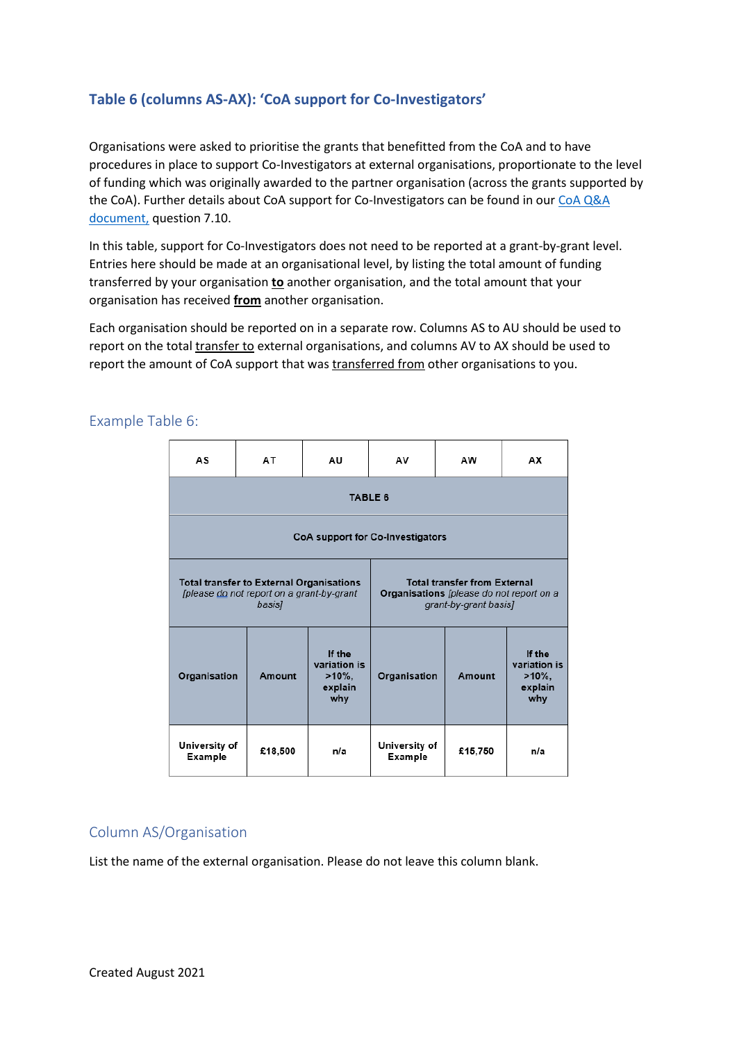## Table 6 (columns AS-AX): 'CoA support for Co-Investigators'

Organisations were asked to prioritise the grants that benefitted from the CoA and to have procedures in place to support Co-Investigators at external organisations, proportionate to the level of funding which was originally awarded to the partner organisation (across the grants supported by the CoA). Further details about CoA support for Co-Investigators can be found in our [CoA Q&A document,](#) question 7.10.

In this table, support for Co-Investigators does not need to be reported at a grant-by-grant level. Entries here should be made at an organisational level, by listing the total amount of funding transferred by your organisation **to** another organisation, and the total amount that your organisation has received **from** another organisation.

Each organisation should be reported on in a separate row. Columns AS to AU should be used to report on the total transfer to external organisations, and columns AV to AX should be used to report the amount of CoA support that was transferred from other organisations to you.

### Example Table 6:

| AS | AT | AU | AV | AW | AX |
|---|---|---|---|---|---|
| **TABLE 6** | | | | | |
| **CoA support for Co-Investigators** | | | | | |
| **Total transfer to External Organisations** *[please do not report on a grant-by-grant basis]* | | | **Total transfer from External Organisations** *[please do not report on a grant-by-grant basis]* | | |
| **Organisation** | **Amount** | **If the variation is >10%, explain why** | **Organisation** | **Amount** | **If the variation is >10%, explain why** |
| **University of Example** | **£18,500** | **n/a** | **University of Example** | **£15,750** | **n/a** |

### Column AS/Organisation

List the name of the external organisation. Please do not leave this column blank.

Created August 2021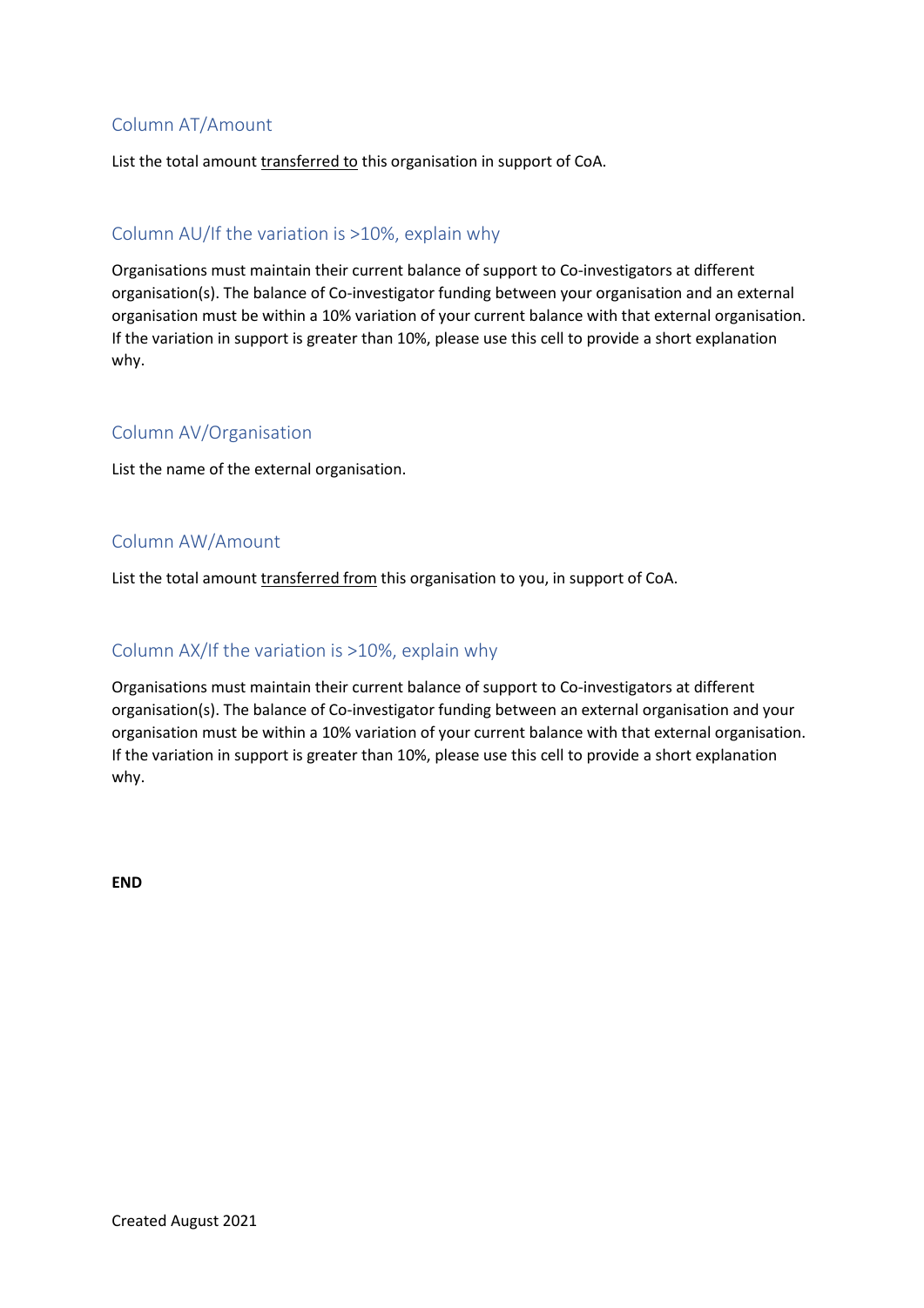### Column AT/Amount

List the total amount <u>transferred to</u> this organisation in support of CoA.

### Column AU/If the variation is >10%, explain why

Organisations must maintain their current balance of support to Co-investigators at different organisation(s). The balance of Co-investigator funding between your organisation and an external organisation must be within a 10% variation of your current balance with that external organisation. If the variation in support is greater than 10%, please use this cell to provide a short explanation why.

### Column AV/Organisation

List the name of the external organisation.

### Column AW/Amount

List the total amount <u>transferred from</u> this organisation to you, in support of CoA.

### Column AX/If the variation is >10%, explain why

Organisations must maintain their current balance of support to Co-investigators at different organisation(s). The balance of Co-investigator funding between an external organisation and your organisation must be within a 10% variation of your current balance with that external organisation. If the variation in support is greater than 10%, please use this cell to provide a short explanation why.

**END**

Created August 2021